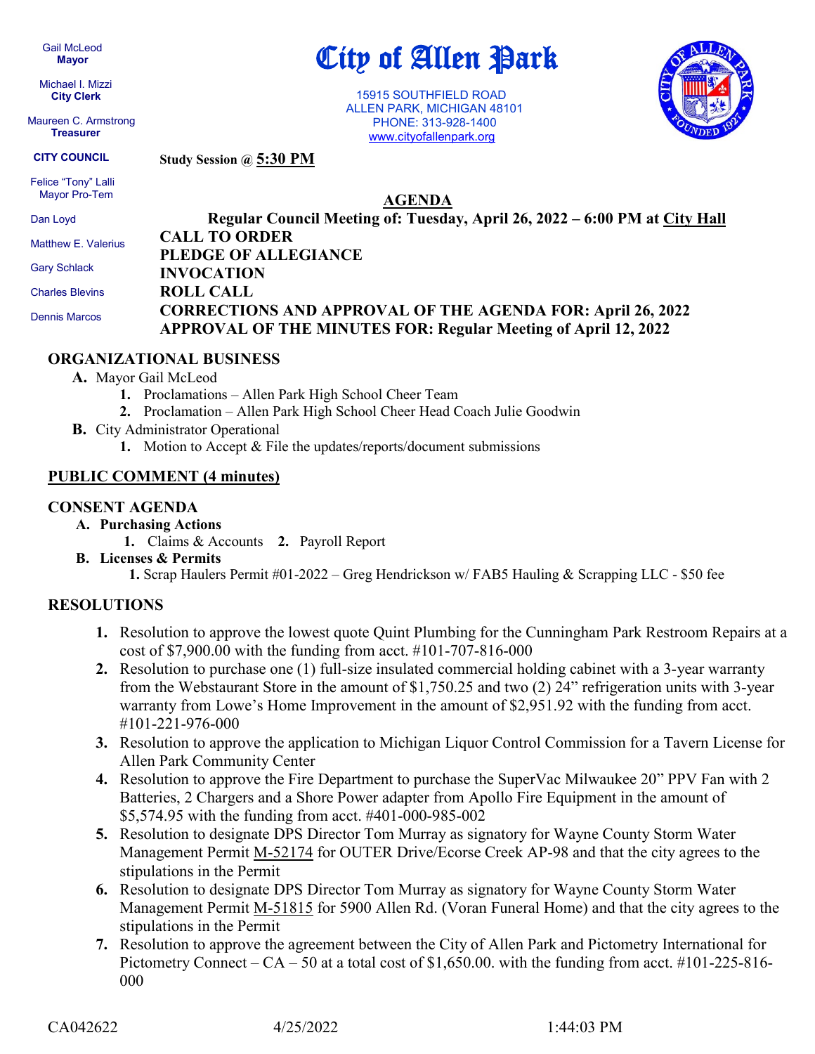Gail McLeod
**Mayor**

Michael I. Mizzi
**City Clerk**

Maureen C. Armstrong
**Treasurer**

**CITY COUNCIL**

Felice "Tony" Lalli
Mayor Pro-Tem

Dan Loyd

Matthew E. Valerius

Gary Schlack

Charles Blevins

Dennis Marcos

# City of Allen Park

15915 SOUTHFIELD ROAD
ALLEN PARK, MICHIGAN 48101
PHONE: 313-928-1400
www.cityofallenpark.org

**Study Session @ 5:30 PM**

## AGENDA

**Regular Council Meeting of: Tuesday, April 26, 2022 – 6:00 PM at City Hall**

**CALL TO ORDER**
**PLEDGE OF ALLEGIANCE**
**INVOCATION**
**ROLL CALL**
**CORRECTIONS AND APPROVAL OF THE AGENDA FOR: April 26, 2022**
**APPROVAL OF THE MINUTES FOR: Regular Meeting of April 12, 2022**

## ORGANIZATIONAL BUSINESS

- **A.** Mayor Gail McLeod
  1. Proclamations – Allen Park High School Cheer Team
  2. Proclamation – Allen Park High School Cheer Head Coach Julie Goodwin
- **B.** City Administrator Operational
  1. Motion to Accept & File the updates/reports/document submissions

## PUBLIC COMMENT (4 minutes)

## CONSENT AGENDA

- **A. Purchasing Actions**
  1. Claims & Accounts
  2. Payroll Report
- **B. Licenses & Permits**
  1. Scrap Haulers Permit #01-2022 – Greg Hendrickson w/ FAB5 Hauling & Scrapping LLC - $50 fee

## RESOLUTIONS

1. Resolution to approve the lowest quote Quint Plumbing for the Cunningham Park Restroom Repairs at a cost of $7,900.00 with the funding from acct. #101-707-816-000
2. Resolution to purchase one (1) full-size insulated commercial holding cabinet with a 3-year warranty from the Webstaurant Store in the amount of $1,750.25 and two (2) 24" refrigeration units with 3-year warranty from Lowe's Home Improvement in the amount of $2,951.92 with the funding from acct. #101-221-976-000
3. Resolution to approve the application to Michigan Liquor Control Commission for a Tavern License for Allen Park Community Center
4. Resolution to approve the Fire Department to purchase the SuperVac Milwaukee 20" PPV Fan with 2 Batteries, 2 Chargers and a Shore Power adapter from Apollo Fire Equipment in the amount of $5,574.95 with the funding from acct. #401-000-985-002
5. Resolution to designate DPS Director Tom Murray as signatory for Wayne County Storm Water Management Permit M-52174 for OUTER Drive/Ecorse Creek AP-98 and that the city agrees to the stipulations in the Permit
6. Resolution to designate DPS Director Tom Murray as signatory for Wayne County Storm Water Management Permit M-51815 for 5900 Allen Rd. (Voran Funeral Home) and that the city agrees to the stipulations in the Permit
7. Resolution to approve the agreement between the City of Allen Park and Pictometry International for Pictometry Connect – CA – 50 at a total cost of $1,650.00. with the funding from acct. #101-225-816-000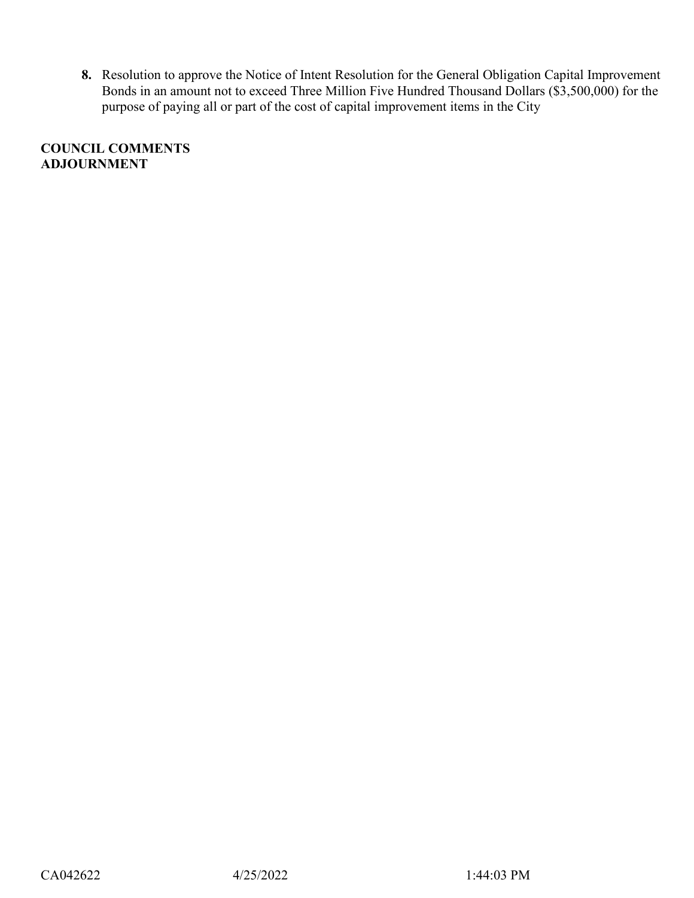8. Resolution to approve the Notice of Intent Resolution for the General Obligation Capital Improvement Bonds in an amount not to exceed Three Million Five Hundred Thousand Dollars ($3,500,000) for the purpose of paying all or part of the cost of capital improvement items in the City

**COUNCIL COMMENTS**
**ADJOURNMENT**

CA042622 4/25/2022 1:44:03 PM